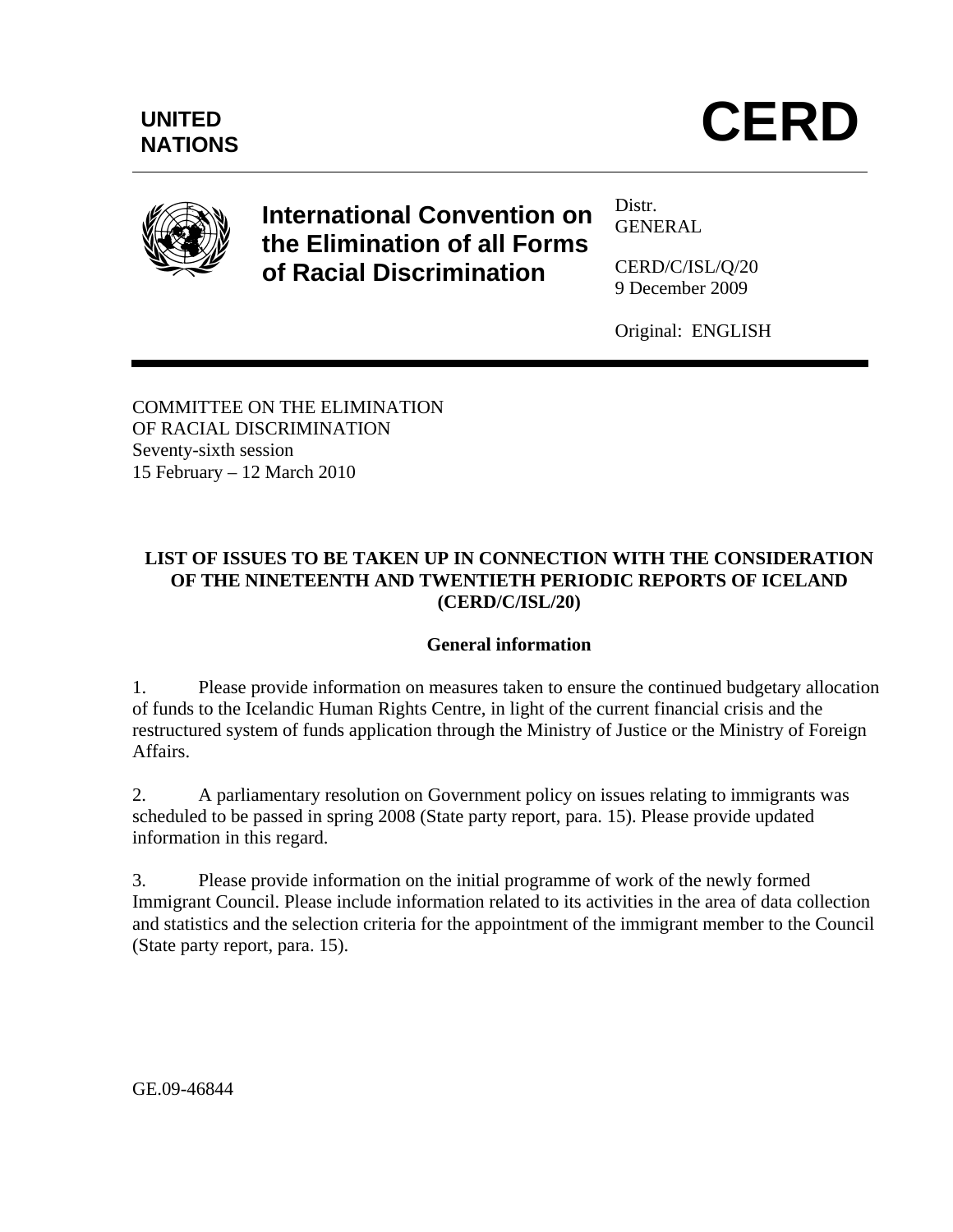UNITED NATIONS

# CERD

**International Convention on the Elimination of all Forms of Racial Discrimination**

Distr.
GENERAL

CERD/C/ISL/Q/20
9 December 2009

Original: ENGLISH

COMMITTEE ON THE ELIMINATION OF RACIAL DISCRIMINATION
Seventy-sixth session
15 February – 12 March 2010

## LIST OF ISSUES TO BE TAKEN UP IN CONNECTION WITH THE CONSIDERATION OF THE NINETEENTH AND TWENTIETH PERIODIC REPORTS OF ICELAND (CERD/C/ISL/20)

### General information

1. Please provide information on measures taken to ensure the continued budgetary allocation of funds to the Icelandic Human Rights Centre, in light of the current financial crisis and the restructured system of funds application through the Ministry of Justice or the Ministry of Foreign Affairs.

2. A parliamentary resolution on Government policy on issues relating to immigrants was scheduled to be passed in spring 2008 (State party report, para. 15). Please provide updated information in this regard.

3. Please provide information on the initial programme of work of the newly formed Immigrant Council. Please include information related to its activities in the area of data collection and statistics and the selection criteria for the appointment of the immigrant member to the Council (State party report, para. 15).

GE.09-46844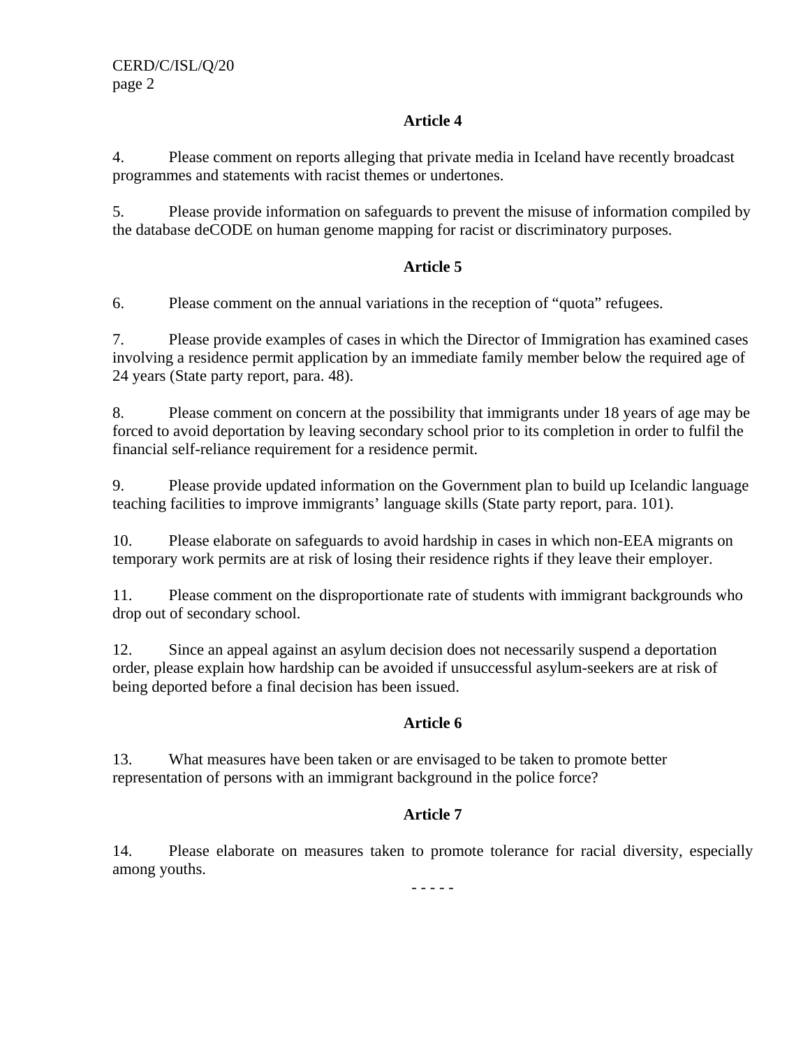**Article 4**

4. Please comment on reports alleging that private media in Iceland have recently broadcast programmes and statements with racist themes or undertones.

5. Please provide information on safeguards to prevent the misuse of information compiled by the database deCODE on human genome mapping for racist or discriminatory purposes.

**Article 5**

6. Please comment on the annual variations in the reception of "quota" refugees.

7. Please provide examples of cases in which the Director of Immigration has examined cases involving a residence permit application by an immediate family member below the required age of 24 years (State party report, para. 48).

8. Please comment on concern at the possibility that immigrants under 18 years of age may be forced to avoid deportation by leaving secondary school prior to its completion in order to fulfil the financial self-reliance requirement for a residence permit.

9. Please provide updated information on the Government plan to build up Icelandic language teaching facilities to improve immigrants' language skills (State party report, para. 101).

10. Please elaborate on safeguards to avoid hardship in cases in which non-EEA migrants on temporary work permits are at risk of losing their residence rights if they leave their employer.

11. Please comment on the disproportionate rate of students with immigrant backgrounds who drop out of secondary school.

12. Since an appeal against an asylum decision does not necessarily suspend a deportation order, please explain how hardship can be avoided if unsuccessful asylum-seekers are at risk of being deported before a final decision has been issued.

**Article 6**

13. What measures have been taken or are envisaged to be taken to promote better representation of persons with an immigrant background in the police force?

**Article 7**

14. Please elaborate on measures taken to promote tolerance for racial diversity, especially among youths.

- - - - -